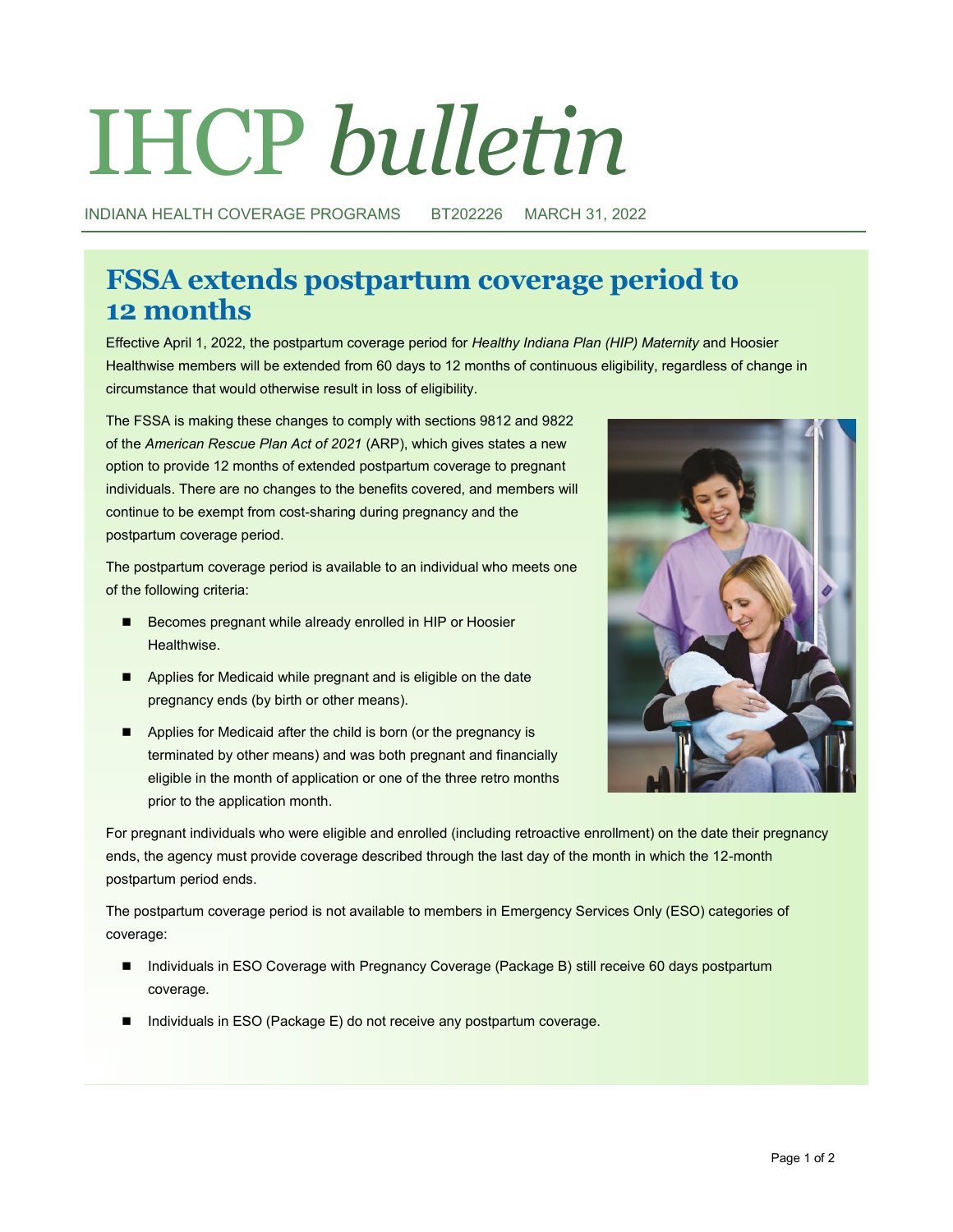# IHCP *bulletin*

INDIANA HEALTH COVERAGE PROGRAMS BT202226 MARCH 31, 2022

## FSSA extends postpartum coverage period to 12 months

Effective April 1, 2022, the postpartum coverage period for *Healthy Indiana Plan (HIP) Maternity* and Hoosier Healthwise members will be extended from 60 days to 12 months of continuous eligibility, regardless of change in circumstance that would otherwise result in loss of eligibility.

The FSSA is making these changes to comply with sections 9812 and 9822 of the *American Rescue Plan Act of 2021* (ARP), which gives states a new option to provide 12 months of extended postpartum coverage to pregnant individuals. There are no changes to the benefits covered, and members will continue to be exempt from cost-sharing during pregnancy and the postpartum coverage period.

The postpartum coverage period is available to an individual who meets one of the following criteria:

- Becomes pregnant while already enrolled in HIP or Hoosier Healthwise.
- Applies for Medicaid while pregnant and is eligible on the date pregnancy ends (by birth or other means).
- Applies for Medicaid after the child is born (or the pregnancy is terminated by other means) and was both pregnant and financially eligible in the month of application or one of the three retro months prior to the application month.

For pregnant individuals who were eligible and enrolled (including retroactive enrollment) on the date their pregnancy ends, the agency must provide coverage described through the last day of the month in which the 12-month postpartum period ends.

The postpartum coverage period is not available to members in Emergency Services Only (ESO) categories of coverage:

- Individuals in ESO Coverage with Pregnancy Coverage (Package B) still receive 60 days postpartum coverage.
- Individuals in ESO (Package E) do not receive any postpartum coverage.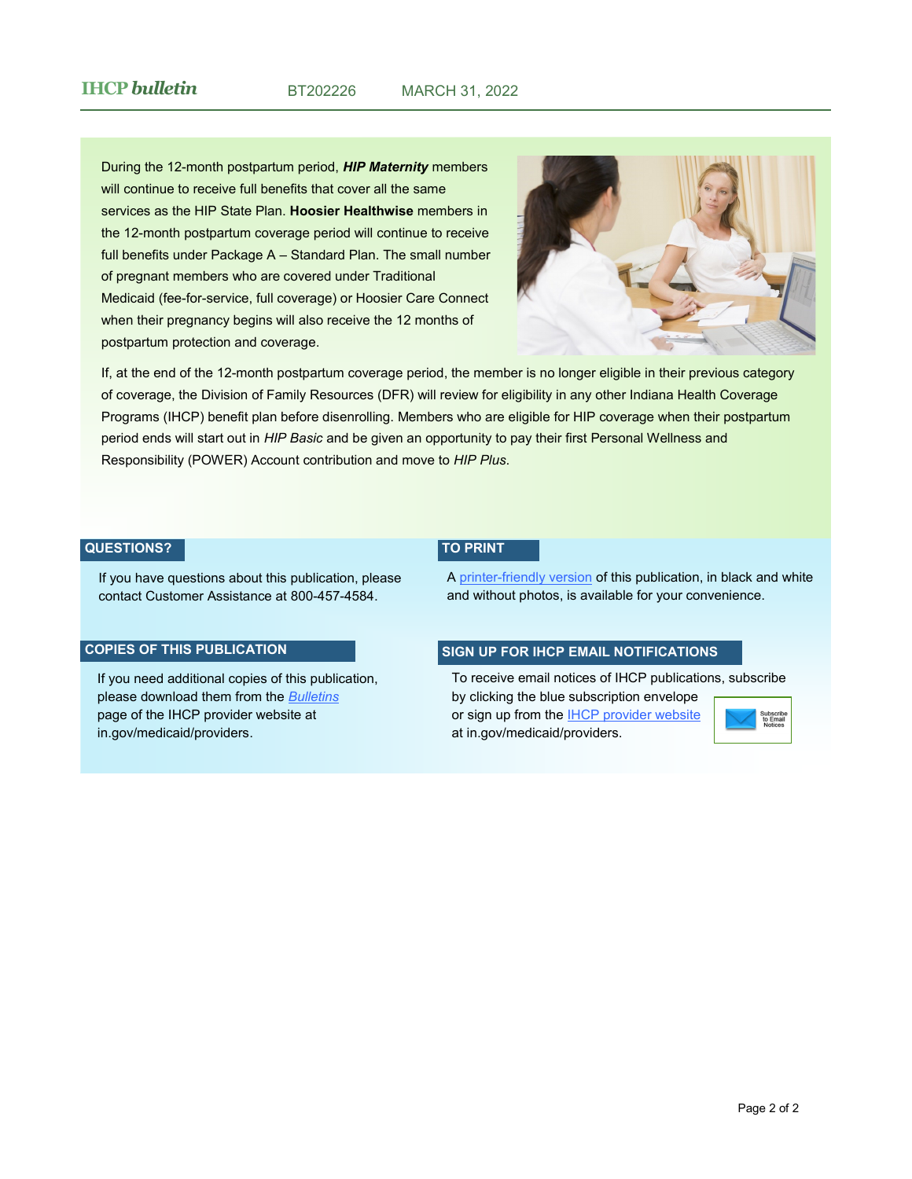During the 12-month postpartum period, ***HIP Maternity*** members will continue to receive full benefits that cover all the same services as the HIP State Plan. **Hoosier Healthwise** members in the 12-month postpartum coverage period will continue to receive full benefits under Package A – Standard Plan. The small number of pregnant members who are covered under Traditional Medicaid (fee-for-service, full coverage) or Hoosier Care Connect when their pregnancy begins will also receive the 12 months of postpartum protection and coverage.

If, at the end of the 12-month postpartum coverage period, the member is no longer eligible in their previous category of coverage, the Division of Family Resources (DFR) will review for eligibility in any other Indiana Health Coverage Programs (IHCP) benefit plan before disenrolling. Members who are eligible for HIP coverage when their postpartum period ends will start out in *HIP Basic* and be given an opportunity to pay their first Personal Wellness and Responsibility (POWER) Account contribution and move to *HIP Plus*.

## QUESTIONS?

If you have questions about this publication, please contact Customer Assistance at 800-457-4584.

## COPIES OF THIS PUBLICATION

If you need additional copies of this publication, please download them from the *Bulletins* page of the IHCP provider website at in.gov/medicaid/providers.

## TO PRINT

A printer-friendly version of this publication, in black and white and without photos, is available for your convenience.

## SIGN UP FOR IHCP EMAIL NOTIFICATIONS

To receive email notices of IHCP publications, subscribe by clicking the blue subscription envelope or sign up from the IHCP provider website at in.gov/medicaid/providers.